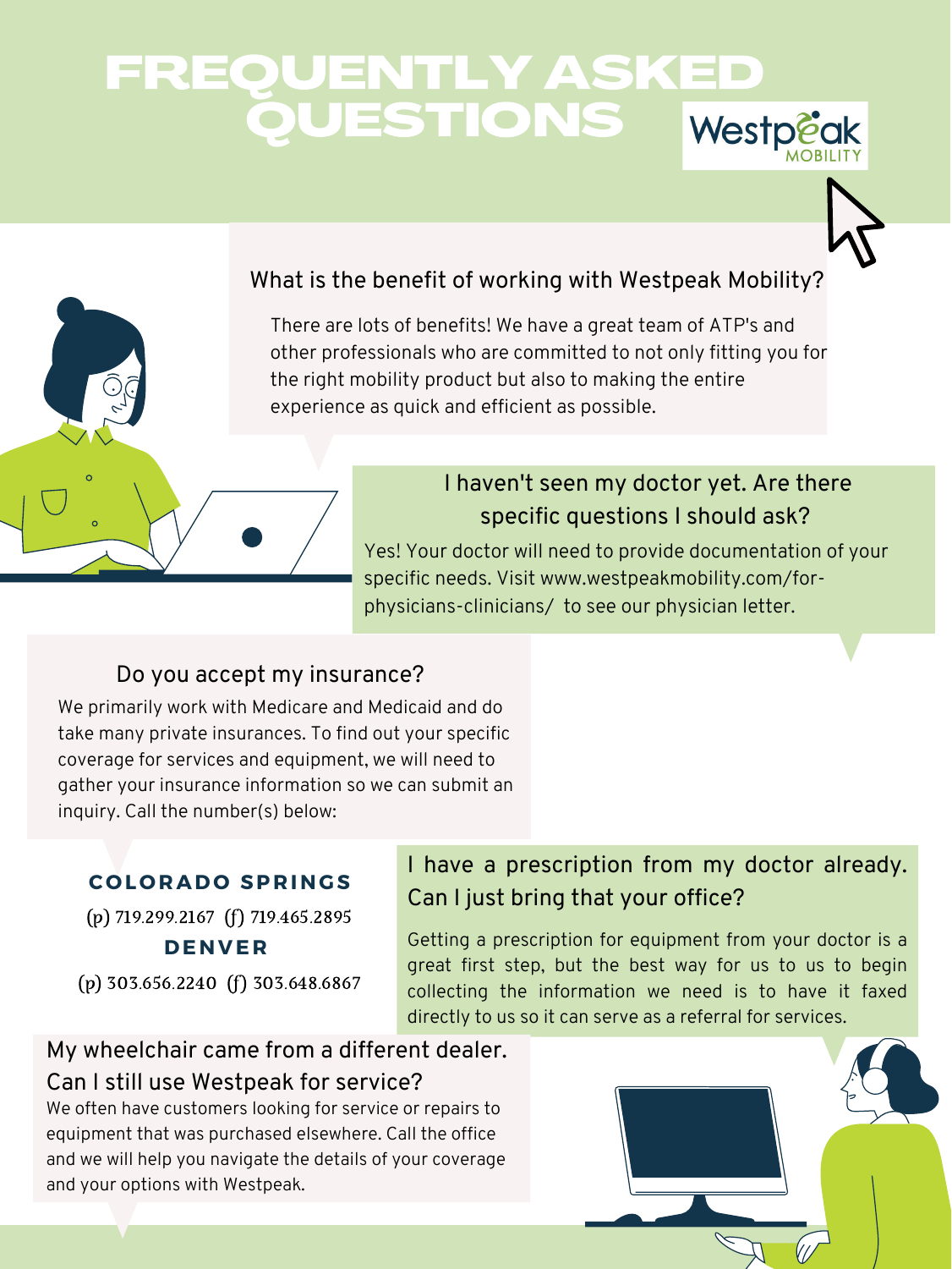# FREQUENTLY ASKED QUESTIONS

Westpeak MOBILITY

### What is the benefit of working with Westpeak Mobility?

There are lots of benefits! We have a great team of ATP's and other professionals who are committed to not only fitting you for the right mobility product but also to making the entire experience as quick and efficient as possible.

### I haven't seen my doctor yet. Are there specific questions I should ask?

Yes! Your doctor will need to provide documentation of your specific needs. Visit www.westpeakmobility.com/for-physicians-clinicians/ to see our physician letter.

### Do you accept my insurance?

We primarily work with Medicare and Medicaid and do take many private insurances. To find out your specific coverage for services and equipment, we will need to gather your insurance information so we can submit an inquiry. Call the number(s) below:

**COLORADO SPRINGS**

(p) 719.299.2167 (f) 719.465.2895

**DENVER**

(p) 303.656.2240 (f) 303.648.6867

### I have a prescription from my doctor already. Can I just bring that your office?

Getting a prescription for equipment from your doctor is a great first step, but the best way for us to us to begin collecting the information we need is to have it faxed directly to us so it can serve as a referral for services.

### My wheelchair came from a different dealer. Can I still use Westpeak for service?

We often have customers looking for service or repairs to equipment that was purchased elsewhere. Call the office and we will help you navigate the details of your coverage and your options with Westpeak.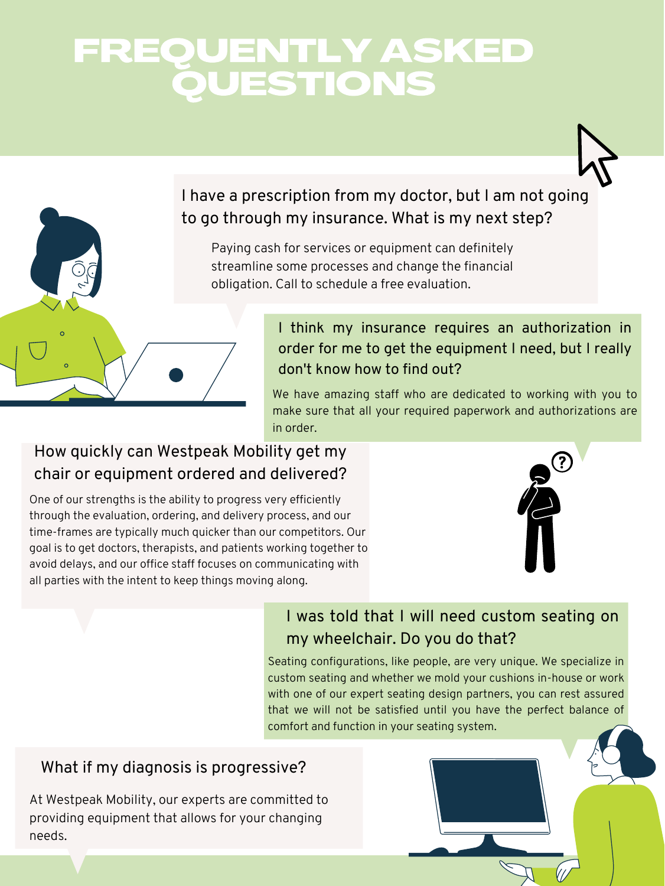# FREQUENTLY ASKED QUESTIONS

### I have a prescription from my doctor, but I am not going to go through my insurance. What is my next step?

Paying cash for services or equipment can definitely streamline some processes and change the financial obligation. Call to schedule a free evaluation.

### I think my insurance requires an authorization in order for me to get the equipment I need, but I really don't know how to find out?

We have amazing staff who are dedicated to working with you to make sure that all your required paperwork and authorizations are in order.

### How quickly can Westpeak Mobility get my chair or equipment ordered and delivered?

One of our strengths is the ability to progress very efficiently through the evaluation, ordering, and delivery process, and our time-frames are typically much quicker than our competitors. Our goal is to get doctors, therapists, and patients working together to avoid delays, and our office staff focuses on communicating with all parties with the intent to keep things moving along.

### I was told that I will need custom seating on my wheelchair. Do you do that?

Seating configurations, like people, are very unique. We specialize in custom seating and whether we mold your cushions in-house or work with one of our expert seating design partners, you can rest assured that we will not be satisfied until you have the perfect balance of comfort and function in your seating system.

### What if my diagnosis is progressive?

At Westpeak Mobility, our experts are committed to providing equipment that allows for your changing needs.